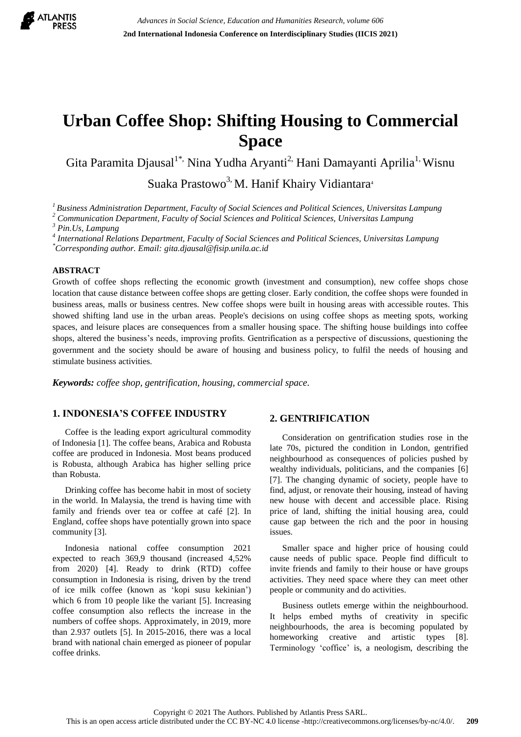# Urban Coffee Shop: Shifting Housing to Commercial Space

Gita Paramita Djausal[1*], Nina Yudha Aryanti[2], Hani Damayanti Aprilia[1], Wisnu Suaka Prastowo[3], M. Hanif Khairy Vidiantara[4]

[1] *Business Administration Department, Faculty of Social Sciences and Political Sciences, Universitas Lampung*
[2] *Communication Department, Faculty of Social Sciences and Political Sciences, Universitas Lampung*
[3] *Pin.Us, Lampung*
[4] *International Relations Department, Faculty of Social Sciences and Political Sciences, Universitas Lampung*
[*] *Corresponding author. Email: gita.djausal@fisip.unila.ac.id*

## ABSTRACT

Growth of coffee shops reflecting the economic growth (investment and consumption), new coffee shops chose location that cause distance between coffee shops are getting closer. Early condition, the coffee shops were founded in business areas, malls or business centres. New coffee shops were built in housing areas with accessible routes. This showed shifting land use in the urban areas. People's decisions on using coffee shops as meeting spots, working spaces, and leisure places are consequences from a smaller housing space. The shifting house buildings into coffee shops, altered the business's needs, improving profits. Gentrification as a perspective of discussions, questioning the government and the society should be aware of housing and business policy, to fulfil the needs of housing and stimulate business activities.

***Keywords:*** *coffee shop, gentrification, housing, commercial space.*

## 1. INDONESIA'S COFFEE INDUSTRY

Coffee is the leading export agricultural commodity of Indonesia [1]. The coffee beans, Arabica and Robusta coffee are produced in Indonesia. Most beans produced is Robusta, although Arabica has higher selling price than Robusta.

Drinking coffee has become habit in most of society in the world. In Malaysia, the trend is having time with family and friends over tea or coffee at café [2]. In England, coffee shops have potentially grown into space community [3].

Indonesia national coffee consumption 2021 expected to reach 369,9 thousand (increased 4,52% from 2020) [4]. Ready to drink (RTD) coffee consumption in Indonesia is rising, driven by the trend of ice milk coffee (known as 'kopi susu kekinian') which 6 from 10 people like the variant [5]. Increasing coffee consumption also reflects the increase in the numbers of coffee shops. Approximately, in 2019, more than 2.937 outlets [5]. In 2015-2016, there was a local brand with national chain emerged as pioneer of popular coffee drinks.

## 2. GENTRIFICATION

Consideration on gentrification studies rose in the late 70s, pictured the condition in London, gentrified neighbourhood as consequences of policies pushed by wealthy individuals, politicians, and the companies [6] [7]. The changing dynamic of society, people have to find, adjust, or renovate their housing, instead of having new house with decent and accessible place. Rising price of land, shifting the initial housing area, could cause gap between the rich and the poor in housing issues.

Smaller space and higher price of housing could cause needs of public space. People find difficult to invite friends and family to their house or have groups activities. They need space where they can meet other people or community and do activities.

Business outlets emerge within the neighbourhood. It helps embed myths of creativity in specific neighbourhoods, the area is becoming populated by homeworking creative and artistic types [8]. Terminology 'coffice' is, a neologism, describing the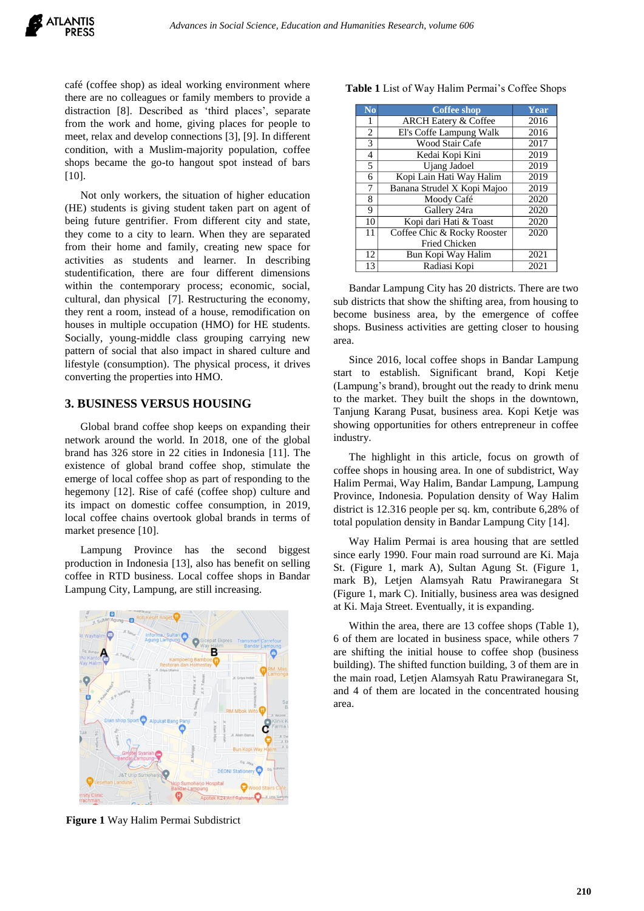café (coffee shop) as ideal working environment where there are no colleagues or family members to provide a distraction [8]. Described as 'third places', separate from the work and home, giving places for people to meet, relax and develop connections [3], [9]. In different condition, with a Muslim-majority population, coffee shops became the go-to hangout spot instead of bars [10].

Not only workers, the situation of higher education (HE) students is giving student taken part on agent of being future gentrifier. From different city and state, they come to a city to learn. When they are separated from their home and family, creating new space for activities as students and learner. In describing studentification, there are four different dimensions within the contemporary process; economic, social, cultural, dan physical [7]. Restructuring the economy, they rent a room, instead of a house, remodification on houses in multiple occupation (HMO) for HE students. Socially, young-middle class grouping carrying new pattern of social that also impact in shared culture and lifestyle (consumption). The physical process, it drives converting the properties into HMO.

## 3. BUSINESS VERSUS HOUSING

Global brand coffee shop keeps on expanding their network around the world. In 2018, one of the global brand has 326 store in 22 cities in Indonesia [11]. The existence of global brand coffee shop, stimulate the emerge of local coffee shop as part of responding to the hegemony [12]. Rise of café (coffee shop) culture and its impact on domestic coffee consumption, in 2019, local coffee chains overtook global brands in terms of market presence [10].

Lampung Province has the second biggest production in Indonesia [13], also has benefit on selling coffee in RTD business. Local coffee shops in Bandar Lampung City, Lampung, are still increasing.

**Figure 1** Way Halim Permai Subdistrict

**Table 1** List of Way Halim Permai's Coffee Shops

| No | Coffee shop | Year |
|---|---|---|
| 1 | ARCH Eatery & Coffee | 2016 |
| 2 | El's Coffe Lampung Walk | 2016 |
| 3 | Wood Stair Cafe | 2017 |
| 4 | Kedai Kopi Kini | 2019 |
| 5 | Ujang Jadoel | 2019 |
| 6 | Kopi Lain Hati Way Halim | 2019 |
| 7 | Banana Strudel X Kopi Majoo | 2019 |
| 8 | Moody Café | 2020 |
| 9 | Gallery 24ra | 2020 |
| 10 | Kopi dari Hati & Toast | 2020 |
| 11 | Coffee Chic & Rocky Rooster Fried Chicken | 2020 |
| 12 | Bun Kopi Way Halim | 2021 |
| 13 | Radiasi Kopi | 2021 |

Bandar Lampung City has 20 districts. There are two sub districts that show the shifting area, from housing to become business area, by the emergence of coffee shops. Business activities are getting closer to housing area.

Since 2016, local coffee shops in Bandar Lampung start to establish. Significant brand, Kopi Ketje (Lampung's brand), brought out the ready to drink menu to the market. They built the shops in the downtown, Tanjung Karang Pusat, business area. Kopi Ketje was showing opportunities for others entrepreneur in coffee industry.

The highlight in this article, focus on growth of coffee shops in housing area. In one of subdistrict, Way Halim Permai, Way Halim, Bandar Lampung, Lampung Province, Indonesia. Population density of Way Halim district is 12.316 people per sq. km, contribute 6,28% of total population density in Bandar Lampung City [14].

Way Halim Permai is area housing that are settled since early 1990. Four main road surround are Ki. Maja St. (Figure 1, mark A), Sultan Agung St. (Figure 1, mark B), Letjen Alamsyah Ratu Prawiranegara St (Figure 1, mark C). Initially, business area was designed at Ki. Maja Street. Eventually, it is expanding.

Within the area, there are 13 coffee shops (Table 1), 6 of them are located in business space, while others 7 are shifting the initial house to coffee shop (business building). The shifted function building, 3 of them are in the main road, Letjen Alamsyah Ratu Prawiranegara St, and 4 of them are located in the concentrated housing area.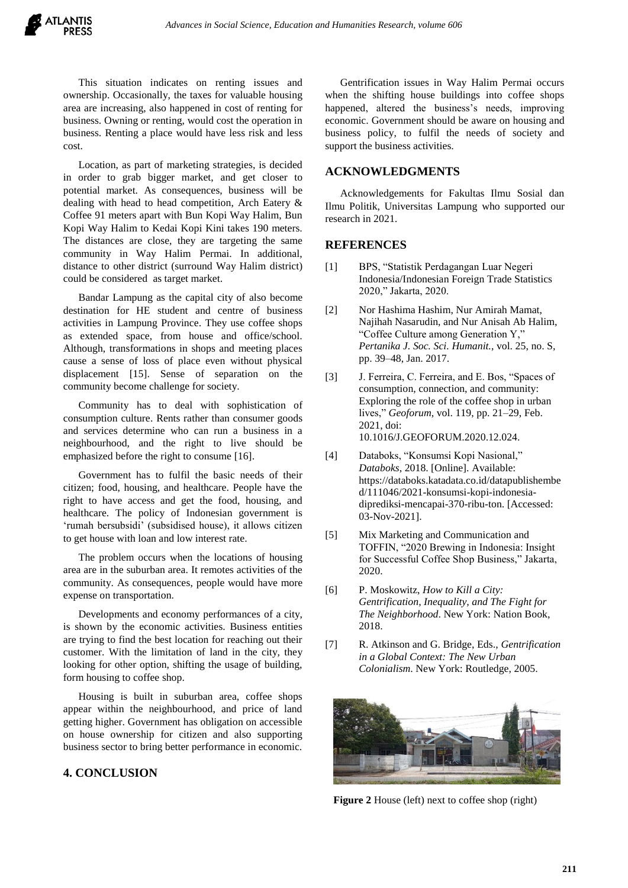This situation indicates on renting issues and ownership. Occasionally, the taxes for valuable housing area are increasing, also happened in cost of renting for business. Owning or renting, would cost the operation in business. Renting a place would have less risk and less cost.

Location, as part of marketing strategies, is decided in order to grab bigger market, and get closer to potential market. As consequences, business will be dealing with head to head competition, Arch Eatery & Coffee 91 meters apart with Bun Kopi Way Halim, Bun Kopi Way Halim to Kedai Kopi Kini takes 190 meters. The distances are close, they are targeting the same community in Way Halim Permai. In additional, distance to other district (surround Way Halim district) could be considered as target market.

Bandar Lampung as the capital city of also become destination for HE student and centre of business activities in Lampung Province. They use coffee shops as extended space, from house and office/school. Although, transformations in shops and meeting places cause a sense of loss of place even without physical displacement [15]. Sense of separation on the community become challenge for society.

Community has to deal with sophistication of consumption culture. Rents rather than consumer goods and services determine who can run a business in a neighbourhood, and the right to live should be emphasized before the right to consume [16].

Government has to fulfil the basic needs of their citizen; food, housing, and healthcare. People have the right to have access and get the food, housing, and healthcare. The policy of Indonesian government is 'rumah bersubsidi' (subsidised house), it allows citizen to get house with loan and low interest rate.

The problem occurs when the locations of housing area are in the suburban area. It remotes activities of the community. As consequences, people would have more expense on transportation.

Developments and economy performances of a city, is shown by the economic activities. Business entities are trying to find the best location for reaching out their customer. With the limitation of land in the city, they looking for other option, shifting the usage of building, form housing to coffee shop.

Housing is built in suburban area, coffee shops appear within the neighbourhood, and price of land getting higher. Government has obligation on accessible on house ownership for citizen and also supporting business sector to bring better performance in economic.

## 4. CONCLUSION

Gentrification issues in Way Halim Permai occurs when the shifting house buildings into coffee shops happened, altered the business's needs, improving economic. Government should be aware on housing and business policy, to fulfil the needs of society and support the business activities.

## ACKNOWLEDGMENTS

Acknowledgements for Fakultas Ilmu Sosial dan Ilmu Politik, Universitas Lampung who supported our research in 2021.

## REFERENCES

[1] BPS, "Statistik Perdagangan Luar Negeri Indonesia/Indonesian Foreign Trade Statistics 2020," Jakarta, 2020.

[2] Nor Hashima Hashim, Nur Amirah Mamat, Najihah Nasarudin, and Nur Anisah Ab Halim, "Coffee Culture among Generation Y," *Pertanika J. Soc. Sci. Humanit.*, vol. 25, no. S, pp. 39–48, Jan. 2017.

[3] J. Ferreira, C. Ferreira, and E. Bos, "Spaces of consumption, connection, and community: Exploring the role of the coffee shop in urban lives," *Geoforum*, vol. 119, pp. 21–29, Feb. 2021, doi: 10.1016/J.GEOFORUM.2020.12.024.

[4] Databoks, "Konsumsi Kopi Nasional," *Databoks*, 2018. [Online]. Available: https://databoks.katadata.co.id/datapublishembed/111046/2021-konsumsi-kopi-indonesia-diprediksi-mencapai-370-ribu-ton. [Accessed: 03-Nov-2021].

[5] Mix Marketing and Communication and TOFFIN, "2020 Brewing in Indonesia: Insight for Successful Coffee Shop Business," Jakarta, 2020.

[6] P. Moskowitz, *How to Kill a City: Gentrification, Inequality, and The Fight for The Neighborhood*. New York: Nation Book, 2018.

[7] R. Atkinson and G. Bridge, Eds., *Gentrification in a Global Context: The New Urban Colonialism*. New York: Routledge, 2005.

**Figure 2** House (left) next to coffee shop (right)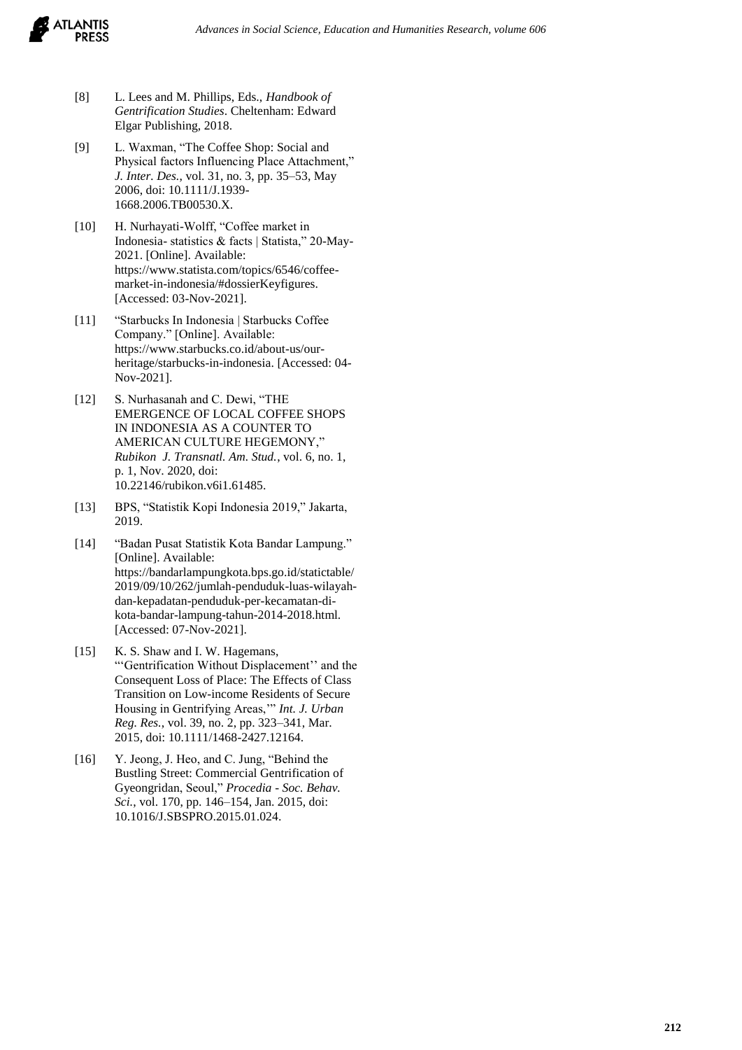[8] L. Lees and M. Phillips, Eds., *Handbook of Gentrification Studies*. Cheltenham: Edward Elgar Publishing, 2018.

[9] L. Waxman, "The Coffee Shop: Social and Physical factors Influencing Place Attachment," *J. Inter. Des.*, vol. 31, no. 3, pp. 35–53, May 2006, doi: 10.1111/J.1939-1668.2006.TB00530.X.

[10] H. Nurhayati-Wolff, "Coffee market in Indonesia- statistics & facts | Statista," 20-May-2021. [Online]. Available: https://www.statista.com/topics/6546/coffee-market-in-indonesia/#dossierKeyfigures. [Accessed: 03-Nov-2021].

[11] "Starbucks In Indonesia | Starbucks Coffee Company." [Online]. Available: https://www.starbucks.co.id/about-us/our-heritage/starbucks-in-indonesia. [Accessed: 04-Nov-2021].

[12] S. Nurhasanah and C. Dewi, "THE EMERGENCE OF LOCAL COFFEE SHOPS IN INDONESIA AS A COUNTER TO AMERICAN CULTURE HEGEMONY," *Rubikon J. Transnatl. Am. Stud.*, vol. 6, no. 1, p. 1, Nov. 2020, doi: 10.22146/rubikon.v6i1.61485.

[13] BPS, "Statistik Kopi Indonesia 2019," Jakarta, 2019.

[14] "Badan Pusat Statistik Kota Bandar Lampung." [Online]. Available: https://bandarlampungkota.bps.go.id/statictable/2019/09/10/262/jumlah-penduduk-luas-wilayah-dan-kepadatan-penduduk-per-kecamatan-di-kota-bandar-lampung-tahun-2014-2018.html. [Accessed: 07-Nov-2021].

[15] K. S. Shaw and I. W. Hagemans, "'Gentrification Without Displacement'' and the Consequent Loss of Place: The Effects of Class Transition on Low-income Residents of Secure Housing in Gentrifying Areas,'" *Int. J. Urban Reg. Res.*, vol. 39, no. 2, pp. 323–341, Mar. 2015, doi: 10.1111/1468-2427.12164.

[16] Y. Jeong, J. Heo, and C. Jung, "Behind the Bustling Street: Commercial Gentrification of Gyeongridan, Seoul," *Procedia - Soc. Behav. Sci.*, vol. 170, pp. 146–154, Jan. 2015, doi: 10.1016/J.SBSPRO.2015.01.024.